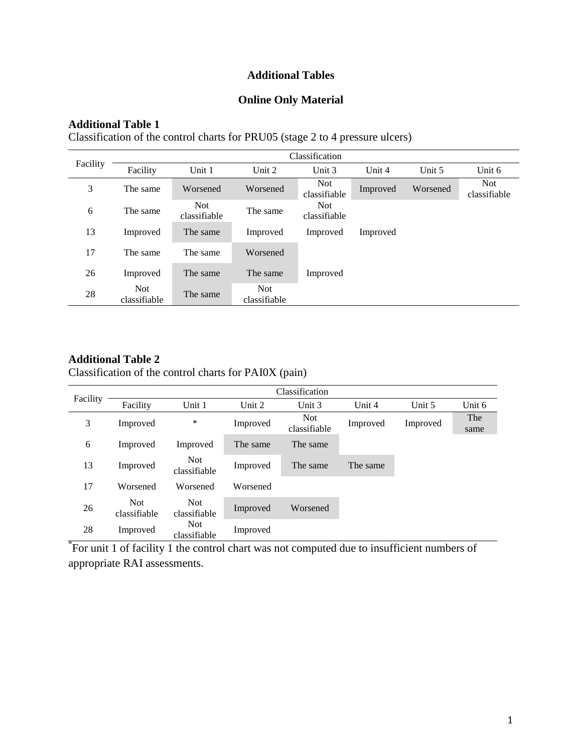# Additional Tables

## Online Only Material

**Additional Table 1**

Classification of the control charts for PRU05 (stage 2 to 4 pressure ulcers)

| Facility | Classification | | | | | | |
|---|---|---|---|---|---|---|---|
| | Facility | Unit 1 | Unit 2 | Unit 3 | Unit 4 | Unit 5 | Unit 6 |
| 3 | The same | Worsened | Worsened | Not classifiable | Improved | Worsened | Not classifiable |
| 6 | The same | Not classifiable | The same | Not classifiable | | | |
| 13 | Improved | The same | Improved | Improved | Improved | | |
| 17 | The same | The same | Worsened | | | | |
| 26 | Improved | The same | The same | Improved | | | |
| 28 | Not classifiable | The same | Not classifiable | | | | |

**Additional Table 2**

Classification of the control charts for PAI0X (pain)

| Facility | Classification | | | | | | |
|---|---|---|---|---|---|---|---|
| | Facility | Unit 1 | Unit 2 | Unit 3 | Unit 4 | Unit 5 | Unit 6 |
| 3 | Improved | * | Improved | Not classifiable | Improved | Improved | The same |
| 6 | Improved | Improved | The same | The same | | | |
| 13 | Improved | Not classifiable | Improved | The same | The same | | |
| 17 | Worsened | Worsened | Worsened | | | | |
| 26 | Not classifiable | Not classifiable | Improved | Worsened | | | |
| 28 | Improved | Not classifiable | Improved | | | | |

*For unit 1 of facility 1 the control chart was not computed due to insufficient numbers of appropriate RAI assessments.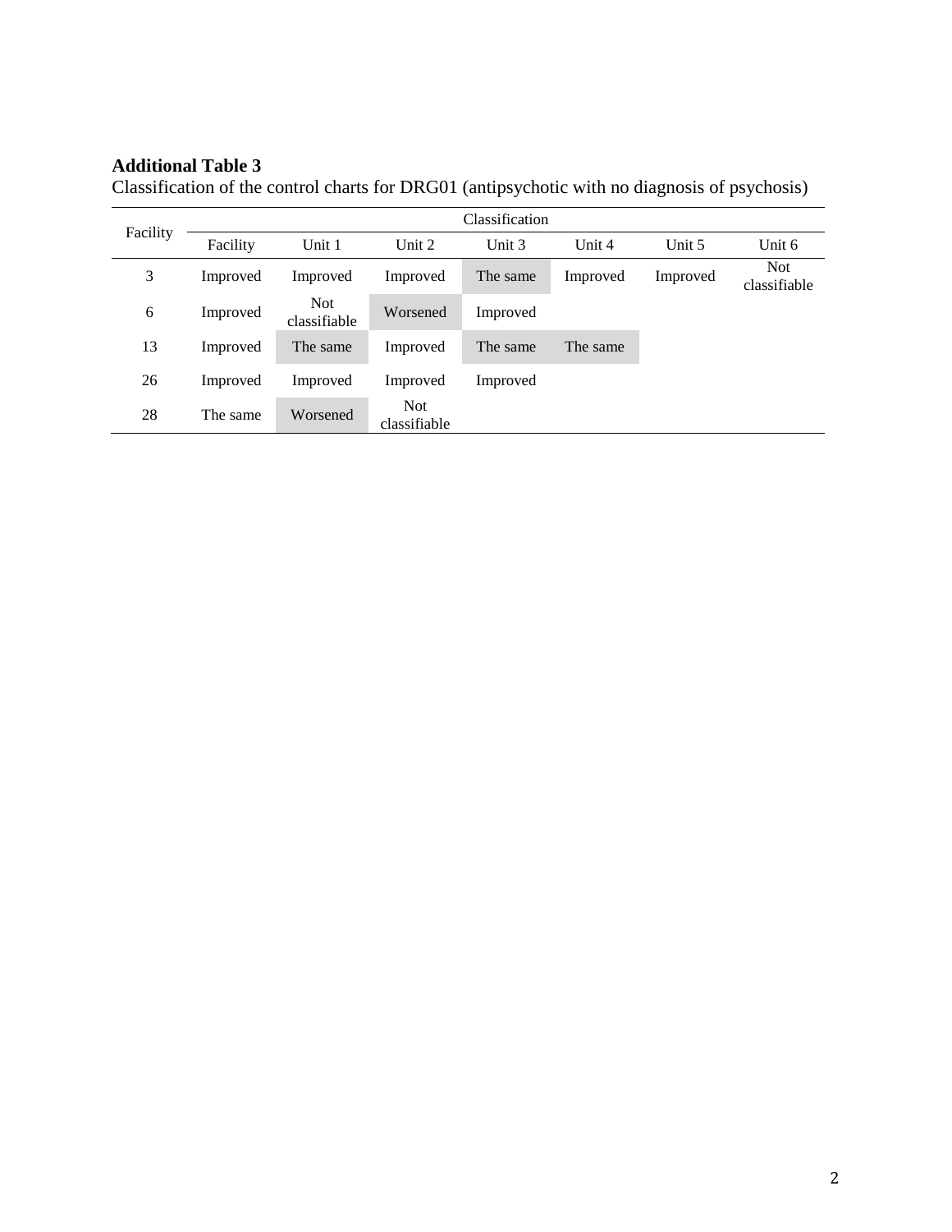**Additional Table 3**

Classification of the control charts for DRG01 (antipsychotic with no diagnosis of psychosis)

| Facility | Classification | | | | | | |
|---|---|---|---|---|---|---|---|
| | Facility | Unit 1 | Unit 2 | Unit 3 | Unit 4 | Unit 5 | Unit 6 |
| 3 | Improved | Improved | Improved | The same | Improved | Improved | Not classifiable |
| 6 | Improved | Not classifiable | Worsened | Improved | | | |
| 13 | Improved | The same | Improved | The same | The same | | |
| 26 | Improved | Improved | Improved | Improved | | | |
| 28 | The same | Worsened | Not classifiable | | | | |